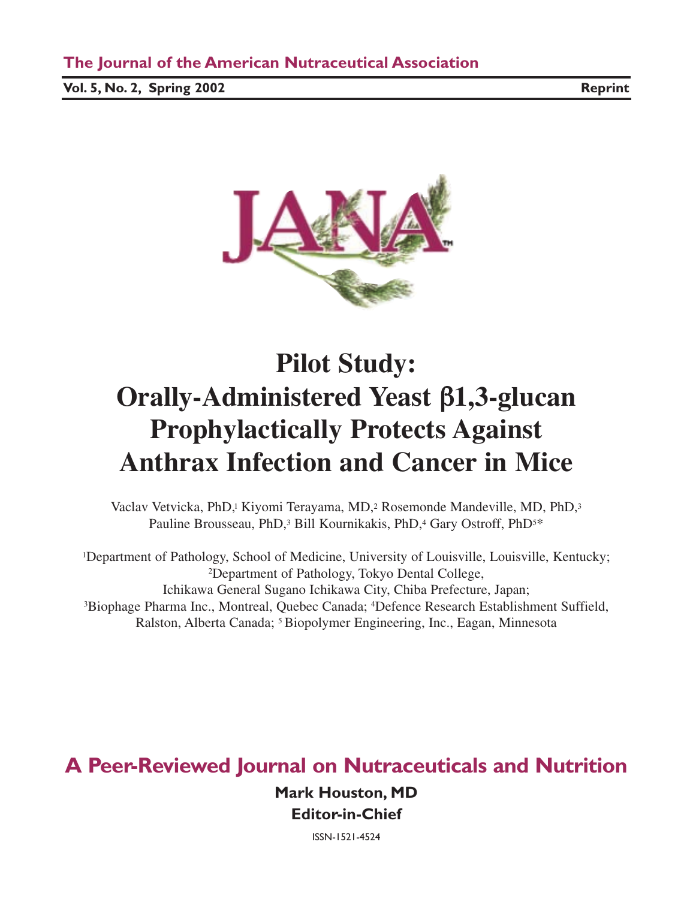The Journal of the American Nutraceutical Association

**Vol. 5, No. 2, Spring 2002** **Reprint**

JANA™

# Pilot Study: Orally-Administered Yeast β1,3-glucan Prophylactically Protects Against Anthrax Infection and Cancer in Mice

Vaclav Vetvicka, PhD,[1] Kiyomi Terayama, MD,[2] Rosemonde Mandeville, MD, PhD,[3] Pauline Brousseau, PhD,[3] Bill Kournikakis, PhD,[4] Gary Ostroff, PhD[5]*

[1]Department of Pathology, School of Medicine, University of Louisville, Louisville, Kentucky; [2]Department of Pathology, Tokyo Dental College, Ichikawa General Sugano Ichikawa City, Chiba Prefecture, Japan; [3]Biophage Pharma Inc., Montreal, Quebec Canada; [4]Defence Research Establishment Suffield, Ralston, Alberta Canada; [5] Biopolymer Engineering, Inc., Eagan, Minnesota

## A Peer-Reviewed Journal on Nutraceuticals and Nutrition

**Mark Houston, MD**
**Editor-in-Chief**

ISSN-1521-4524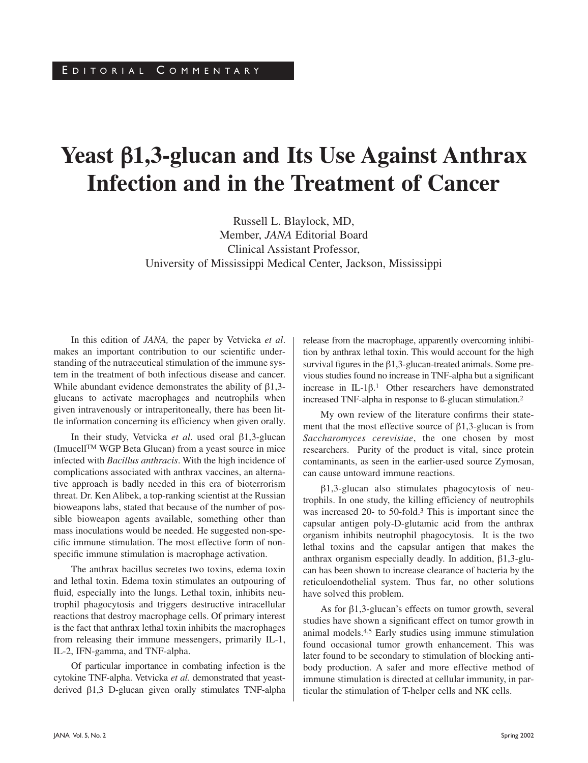EDITORIAL COMMENTARY

# Yeast β1,3-glucan and Its Use Against Anthrax Infection and in the Treatment of Cancer

Russell L. Blaylock, MD,
Member, *JANA* Editorial Board
Clinical Assistant Professor,
University of Mississippi Medical Center, Jackson, Mississippi

In this edition of *JANA,* the paper by Vetvicka *et al*. makes an important contribution to our scientific understanding of the nutraceutical stimulation of the immune system in the treatment of both infectious disease and cancer. While abundant evidence demonstrates the ability of β1,3-glucans to activate macrophages and neutrophils when given intravenously or intraperitoneally, there has been little information concerning its efficiency when given orally.

In their study, Vetvicka *et al*. used oral β1,3-glucan (Imucell™ WGP Beta Glucan) from a yeast source in mice infected with *Bacillus anthracis*. With the high incidence of complications associated with anthrax vaccines, an alternative approach is badly needed in this era of bioterrorism threat. Dr. Ken Alibek, a top-ranking scientist at the Russian bioweapons labs, stated that because of the number of possible bioweapon agents available, something other than mass inoculations would be needed. He suggested non-specific immune stimulation. The most effective form of nonspecific immune stimulation is macrophage activation.

The anthrax bacillus secretes two toxins, edema toxin and lethal toxin. Edema toxin stimulates an outpouring of fluid, especially into the lungs. Lethal toxin, inhibits neutrophil phagocytosis and triggers destructive intracellular reactions that destroy macrophage cells. Of primary interest is the fact that anthrax lethal toxin inhibits the macrophages from releasing their immune messengers, primarily IL-1, IL-2, IFN-gamma, and TNF-alpha.

Of particular importance in combating infection is the cytokine TNF-alpha. Vetvicka *et al.* demonstrated that yeast-derived β1,3 D-glucan given orally stimulates TNF-alpha release from the macrophage, apparently overcoming inhibition by anthrax lethal toxin. This would account for the high survival figures in the β1,3-glucan-treated animals. Some previous studies found no increase in TNF-alpha but a significant increase in IL-1β.[1] Other researchers have demonstrated increased TNF-alpha in response to ß-glucan stimulation.[2]

My own review of the literature confirms their statement that the most effective source of β1,3-glucan is from *Saccharomyces cerevisiae*, the one chosen by most researchers. Purity of the product is vital, since protein contaminants, as seen in the earlier-used source Zymosan, can cause untoward immune reactions.

β1,3-glucan also stimulates phagocytosis of neutrophils. In one study, the killing efficiency of neutrophils was increased 20- to 50-fold.[3] This is important since the capsular antigen poly-D-glutamic acid from the anthrax organism inhibits neutrophil phagocytosis. It is the two lethal toxins and the capsular antigen that makes the anthrax organism especially deadly. In addition, β1,3-glucan has been shown to increase clearance of bacteria by the reticuloendothelial system. Thus far, no other solutions have solved this problem.

As for β1,3-glucan's effects on tumor growth, several studies have shown a significant effect on tumor growth in animal models.[4,5] Early studies using immune stimulation found occasional tumor growth enhancement. This was later found to be secondary to stimulation of blocking antibody production. A safer and more effective method of immune stimulation is directed at cellular immunity, in particular the stimulation of T-helper cells and NK cells.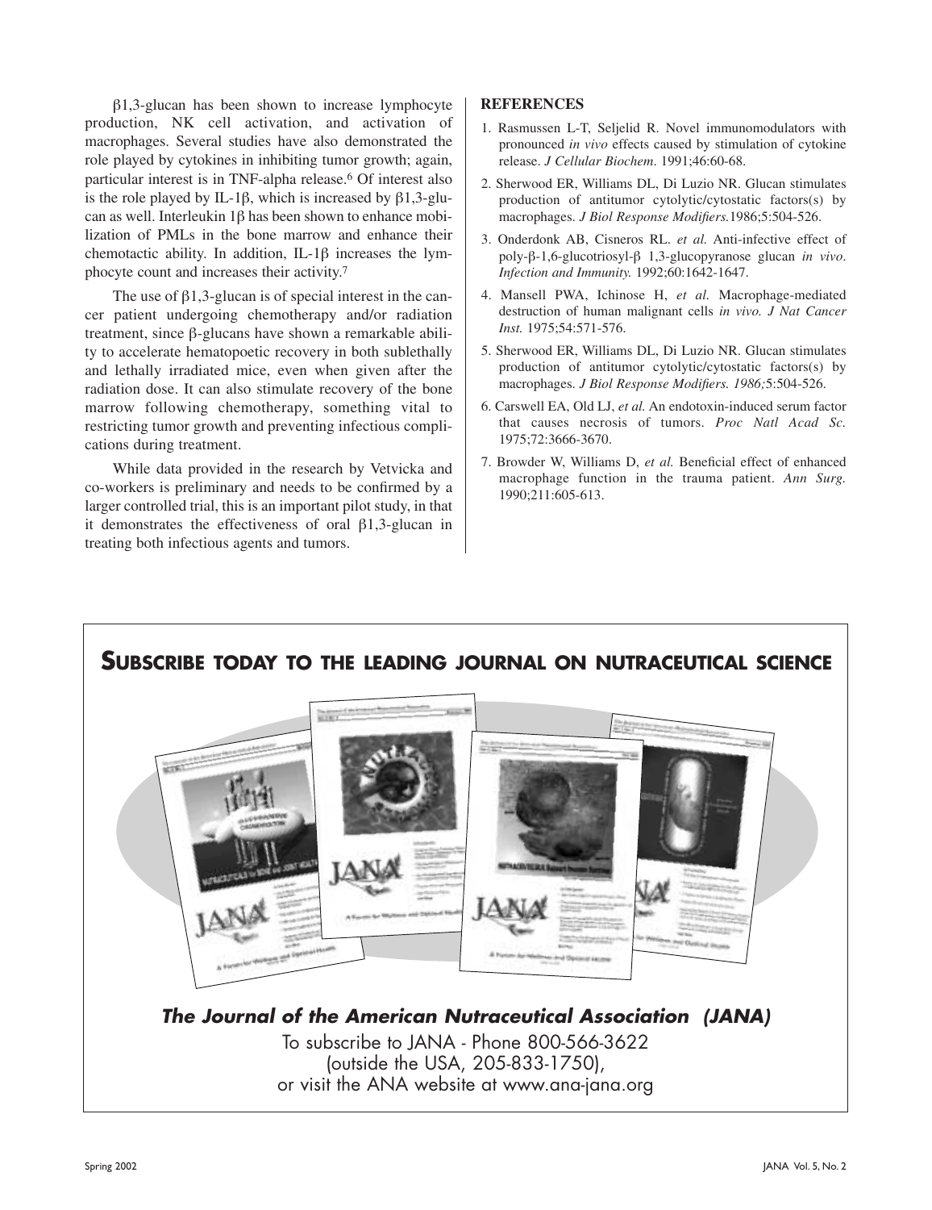β1,3-glucan has been shown to increase lymphocyte production, NK cell activation, and activation of macrophages. Several studies have also demonstrated the role played by cytokines in inhibiting tumor growth; again, particular interest is in TNF-alpha release.[6] Of interest also is the role played by IL-1β, which is increased by β1,3-glucan as well. Interleukin 1β has been shown to enhance mobilization of PMLs in the bone marrow and enhance their chemotactic ability. In addition, IL-1β increases the lymphocyte count and increases their activity.[7]

The use of β1,3-glucan is of special interest in the cancer patient undergoing chemotherapy and/or radiation treatment, since β-glucans have shown a remarkable ability to accelerate hematopoetic recovery in both sublethally and lethally irradiated mice, even when given after the radiation dose. It can also stimulate recovery of the bone marrow following chemotherapy, something vital to restricting tumor growth and preventing infectious complications during treatment.

While data provided in the research by Vetvicka and co-workers is preliminary and needs to be confirmed by a larger controlled trial, this is an important pilot study, in that it demonstrates the effectiveness of oral β1,3-glucan in treating both infectious agents and tumors.

## REFERENCES

1. Rasmussen L-T, Seljelid R. Novel immunomodulators with pronounced *in vivo* effects caused by stimulation of cytokine release. *J Cellular Biochem*. 1991;46:60-68.
2. Sherwood ER, Williams DL, Di Luzio NR. Glucan stimulates production of antitumor cytolytic/cytostatic factors(s) by macrophages. *J Biol Response Modifiers.*1986;5:504-526.
3. Onderdonk AB, Cisneros RL. *et al.* Anti-infective effect of poly-β-1,6-glucotriosyl-β 1,3-glucopyranose glucan *in vivo*. *Infection and Immunity.* 1992;60:1642-1647.
4. Mansell PWA, Ichinose H, *et al.* Macrophage-mediated destruction of human malignant cells *in vivo. J Nat Cancer Inst.* 1975;54:571-576.
5. Sherwood ER, Williams DL, Di Luzio NR. Glucan stimulates production of antitumor cytolytic/cytostatic factors(s) by macrophages. *J Biol Response Modifiers. 1986;*5:504-526.
6. Carswell EA, Old LJ, *et al.* An endotoxin-induced serum factor that causes necrosis of tumors. *Proc Natl Acad Sc.* 1975;72:3666-3670.
7. Browder W, Williams D, *et al.* Beneficial effect of enhanced macrophage function in the trauma patient. *Ann Surg.* 1990;211:605-613.

**SUBSCRIBE TODAY TO THE LEADING JOURNAL ON NUTRACEUTICAL SCIENCE**

***The Journal of the American Nutraceutical Association (JANA)***

To subscribe to JANA - Phone 800-566-3622
(outside the USA, 205-833-1750),
or visit the ANA website at www.ana-jana.org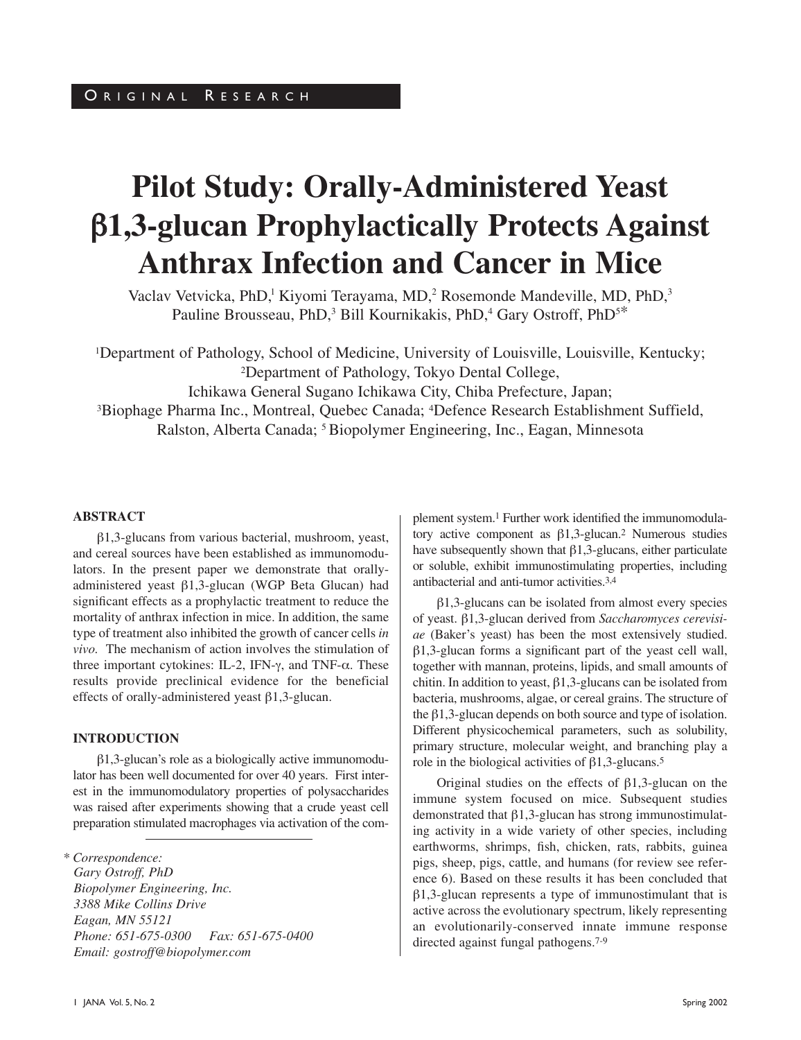ORIGINAL RESEARCH

# Pilot Study: Orally-Administered Yeast β1,3-glucan Prophylactically Protects Against Anthrax Infection and Cancer in Mice

Vaclav Vetvicka, PhD,[1] Kiyomi Terayama, MD,[2] Rosemonde Mandeville, MD, PhD,[3] Pauline Brousseau, PhD,[3] Bill Kournikakis, PhD,[4] Gary Ostroff, PhD[5]*

[1]Department of Pathology, School of Medicine, University of Louisville, Louisville, Kentucky; [2]Department of Pathology, Tokyo Dental College, Ichikawa General Sugano Ichikawa City, Chiba Prefecture, Japan; [3]Biophage Pharma Inc., Montreal, Quebec Canada; [4]Defence Research Establishment Suffield, Ralston, Alberta Canada; [5] Biopolymer Engineering, Inc., Eagan, Minnesota

## ABSTRACT

β1,3-glucans from various bacterial, mushroom, yeast, and cereal sources have been established as immunomodulators. In the present paper we demonstrate that orally-administered yeast β1,3-glucan (WGP Beta Glucan) had significant effects as a prophylactic treatment to reduce the mortality of anthrax infection in mice. In addition, the same type of treatment also inhibited the growth of cancer cells *in vivo*. The mechanism of action involves the stimulation of three important cytokines: IL-2, IFN-γ, and TNF-α. These results provide preclinical evidence for the beneficial effects of orally-administered yeast β1,3-glucan.

## INTRODUCTION

β1,3-glucan's role as a biologically active immunomodulator has been well documented for over 40 years. First interest in the immunomodulatory properties of polysaccharides was raised after experiments showing that a crude yeast cell preparation stimulated macrophages via activation of the complement system.[1] Further work identified the immunomodulatory active component as β1,3-glucan.[2] Numerous studies have subsequently shown that β1,3-glucans, either particulate or soluble, exhibit immunostimulating properties, including antibacterial and anti-tumor activities.[3,4]

β1,3-glucans can be isolated from almost every species of yeast. β1,3-glucan derived from *Saccharomyces cerevisiae* (Baker's yeast) has been the most extensively studied. β1,3-glucan forms a significant part of the yeast cell wall, together with mannan, proteins, lipids, and small amounts of chitin. In addition to yeast, β1,3-glucans can be isolated from bacteria, mushrooms, algae, or cereal grains. The structure of the β1,3-glucan depends on both source and type of isolation. Different physicochemical parameters, such as solubility, primary structure, molecular weight, and branching play a role in the biological activities of β1,3-glucans.[5]

Original studies on the effects of β1,3-glucan on the immune system focused on mice. Subsequent studies demonstrated that β1,3-glucan has strong immunostimulating activity in a wide variety of other species, including earthworms, shrimps, fish, chicken, rats, rabbits, guinea pigs, sheep, pigs, cattle, and humans (for review see reference 6). Based on these results it has been concluded that β1,3-glucan represents a type of immunostimulant that is active across the evolutionary spectrum, likely representing an evolutionarily-conserved innate immune response directed against fungal pathogens.[7-9]

\* *Correspondence:*
*Gary Ostroff, PhD*
*Biopolymer Engineering, Inc.*
*3388 Mike Collins Drive*
*Eagan, MN 55121*
*Phone: 651-675-0300 Fax: 651-675-0400*
*Email: gostroff@biopolymer.com*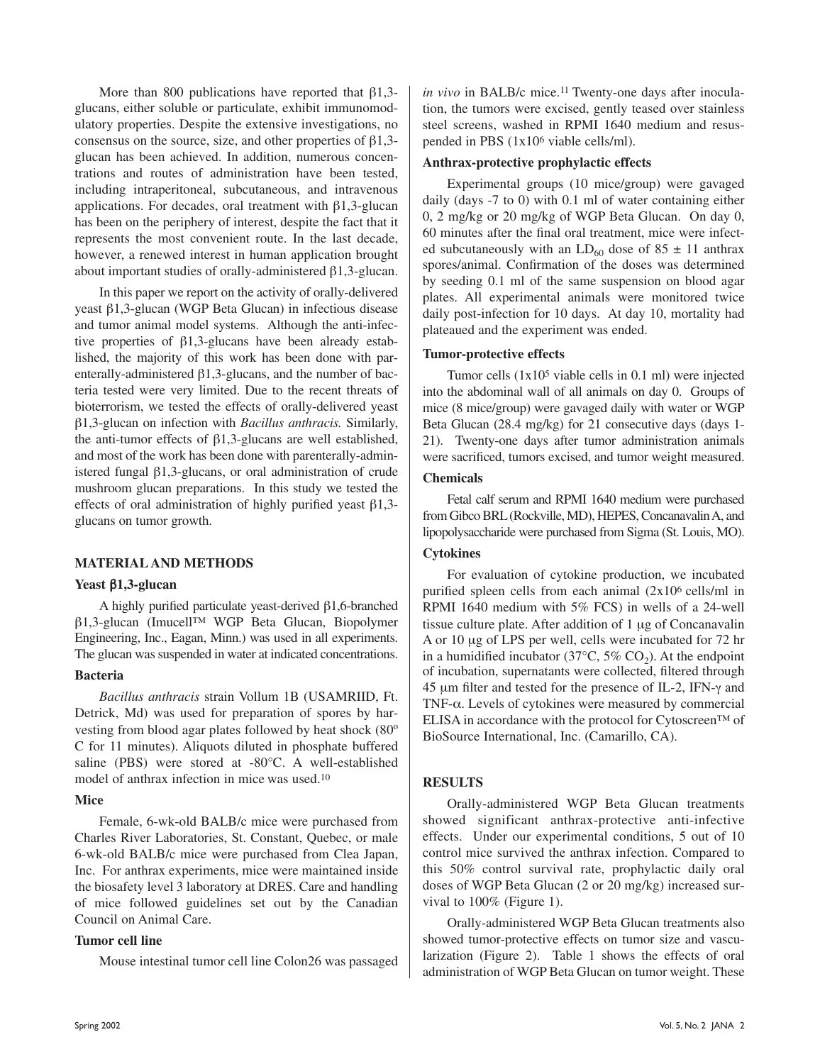More than 800 publications have reported that β1,3-glucans, either soluble or particulate, exhibit immunomodulatory properties. Despite the extensive investigations, no consensus on the source, size, and other properties of β1,3-glucan has been achieved. In addition, numerous concentrations and routes of administration have been tested, including intraperitoneal, subcutaneous, and intravenous applications. For decades, oral treatment with β1,3-glucan has been on the periphery of interest, despite the fact that it represents the most convenient route. In the last decade, however, a renewed interest in human application brought about important studies of orally-administered β1,3-glucan.

In this paper we report on the activity of orally-delivered yeast β1,3-glucan (WGP Beta Glucan) in infectious disease and tumor animal model systems. Although the anti-infective properties of β1,3-glucans have been already established, the majority of this work has been done with parenterally-administered β1,3-glucans, and the number of bacteria tested were very limited. Due to the recent threats of bioterrorism, we tested the effects of orally-delivered yeast β1,3-glucan on infection with *Bacillus anthracis.* Similarly, the anti-tumor effects of β1,3-glucans are well established, and most of the work has been done with parenterally-administered fungal β1,3-glucans, or oral administration of crude mushroom glucan preparations. In this study we tested the effects of oral administration of highly purified yeast β1,3-glucans on tumor growth.

## MATERIAL AND METHODS

### Yeast β1,3-glucan

A highly purified particulate yeast-derived β1,6-branched β1,3-glucan (Imucell™ WGP Beta Glucan, Biopolymer Engineering, Inc., Eagan, Minn.) was used in all experiments. The glucan was suspended in water at indicated concentrations.

### Bacteria

*Bacillus anthracis* strain Vollum 1B (USAMRIID, Ft. Detrick, Md) was used for preparation of spores by harvesting from blood agar plates followed by heat shock (80° C for 11 minutes). Aliquots diluted in phosphate buffered saline (PBS) were stored at -80°C. A well-established model of anthrax infection in mice was used.[10]

### Mice

Female, 6-wk-old BALB/c mice were purchased from Charles River Laboratories, St. Constant, Quebec, or male 6-wk-old BALB/c mice were purchased from Clea Japan, Inc. For anthrax experiments, mice were maintained inside the biosafety level 3 laboratory at DRES. Care and handling of mice followed guidelines set out by the Canadian Council on Animal Care.

### Tumor cell line

Mouse intestinal tumor cell line Colon26 was passaged *in vivo* in BALB/c mice.[11] Twenty-one days after inoculation, the tumors were excised, gently teased over stainless steel screens, washed in RPMI 1640 medium and resuspended in PBS ($1x10^6$ viable cells/ml).

### Anthrax-protective prophylactic effects

Experimental groups (10 mice/group) were gavaged daily (days -7 to 0) with 0.1 ml of water containing either 0, 2 mg/kg or 20 mg/kg of WGP Beta Glucan. On day 0, 60 minutes after the final oral treatment, mice were infected subcutaneously with an $LD_{60}$ dose of 85 ± 11 anthrax spores/animal. Confirmation of the doses was determined by seeding 0.1 ml of the same suspension on blood agar plates. All experimental animals were monitored twice daily post-infection for 10 days. At day 10, mortality had plateaued and the experiment was ended.

### Tumor-protective effects

Tumor cells ($1x10^5$ viable cells in 0.1 ml) were injected into the abdominal wall of all animals on day 0. Groups of mice (8 mice/group) were gavaged daily with water or WGP Beta Glucan (28.4 mg/kg) for 21 consecutive days (days 1-21). Twenty-one days after tumor administration animals were sacrificed, tumors excised, and tumor weight measured.

### Chemicals

Fetal calf serum and RPMI 1640 medium were purchased from Gibco BRL (Rockville, MD), HEPES, Concanavalin A, and lipopolysaccharide were purchased from Sigma (St. Louis, MO).

### Cytokines

For evaluation of cytokine production, we incubated purified spleen cells from each animal ($2x10^6$ cells/ml in RPMI 1640 medium with 5% FCS) in wells of a 24-well tissue culture plate. After addition of 1 μg of Concanavalin A or 10 μg of LPS per well, cells were incubated for 72 hr in a humidified incubator (37°C, 5% $CO_2$). At the endpoint of incubation, supernatants were collected, filtered through 45 μm filter and tested for the presence of IL-2, IFN-γ and TNF-α. Levels of cytokines were measured by commercial ELISA in accordance with the protocol for Cytoscreen™ of BioSource International, Inc. (Camarillo, CA).

## RESULTS

Orally-administered WGP Beta Glucan treatments showed significant anthrax-protective anti-infective effects. Under our experimental conditions, 5 out of 10 control mice survived the anthrax infection. Compared to this 50% control survival rate, prophylactic daily oral doses of WGP Beta Glucan (2 or 20 mg/kg) increased survival to 100% (Figure 1).

Orally-administered WGP Beta Glucan treatments also showed tumor-protective effects on tumor size and vascularization (Figure 2). Table 1 shows the effects of oral administration of WGP Beta Glucan on tumor weight. These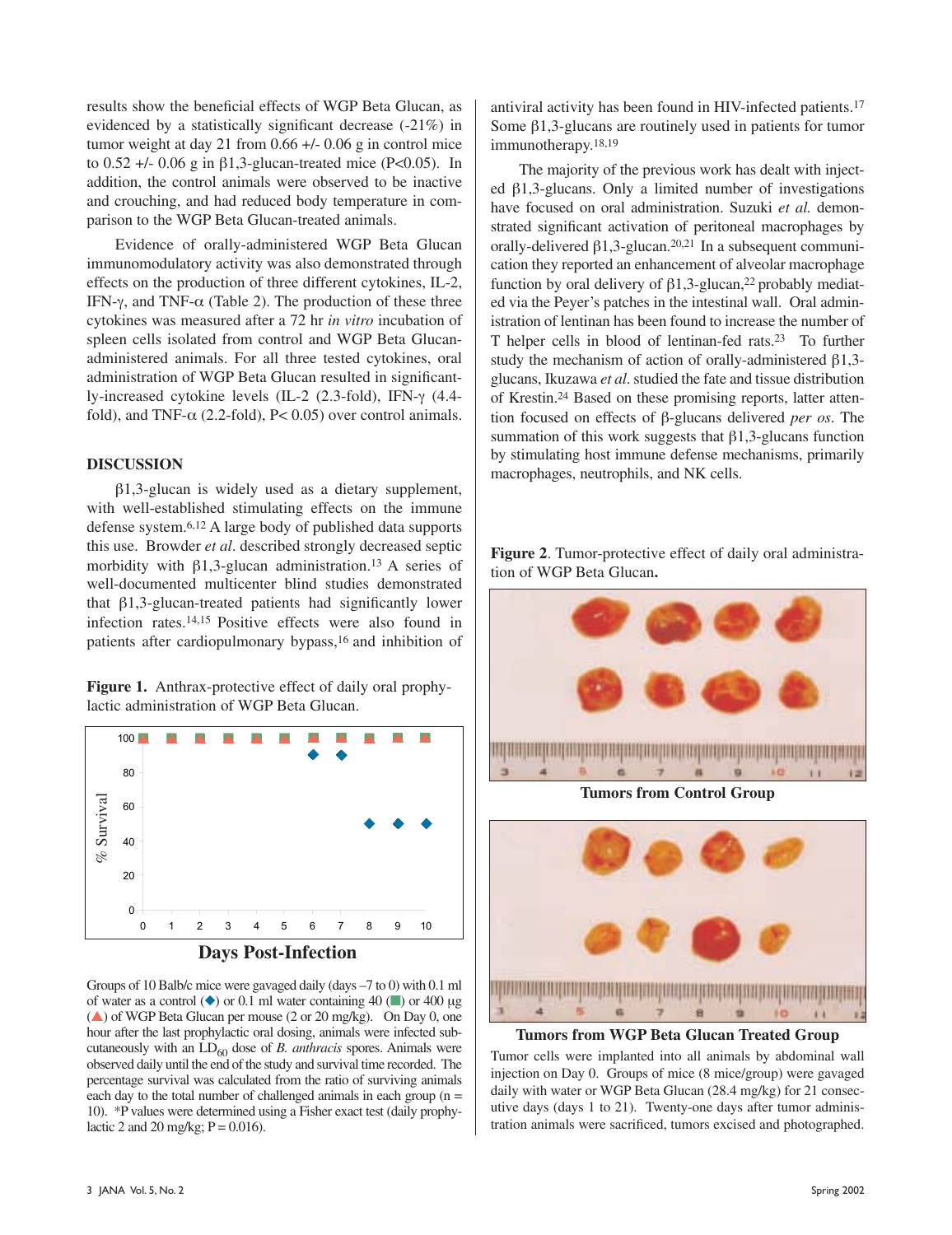results show the beneficial effects of WGP Beta Glucan, as evidenced by a statistically significant decrease (-21%) in tumor weight at day 21 from 0.66 +/- 0.06 g in control mice to 0.52 +/- 0.06 g in β1,3-glucan-treated mice (P<0.05). In addition, the control animals were observed to be inactive and crouching, and had reduced body temperature in comparison to the WGP Beta Glucan-treated animals.

Evidence of orally-administered WGP Beta Glucan immunomodulatory activity was also demonstrated through effects on the production of three different cytokines, IL-2, IFN-γ, and TNF-α (Table 2). The production of these three cytokines was measured after a 72 hr *in vitro* incubation of spleen cells isolated from control and WGP Beta Glucan-administered animals. For all three tested cytokines, oral administration of WGP Beta Glucan resulted in significantly-increased cytokine levels (IL-2 (2.3-fold), IFN-γ (4.4-fold), and TNF-α (2.2-fold), P< 0.05) over control animals.

## DISCUSSION

β1,3-glucan is widely used as a dietary supplement, with well-established stimulating effects on the immune defense system.[6,12] A large body of published data supports this use. Browder *et al*. described strongly decreased septic morbidity with β1,3-glucan administration.[13] A series of well-documented multicenter blind studies demonstrated that β1,3-glucan-treated patients had significantly lower infection rates.[14,15] Positive effects were also found in patients after cardiopulmonary bypass,[16] and inhibition of antiviral activity has been found in HIV-infected patients.[17] Some β1,3-glucans are routinely used in patients for tumor immunotherapy.[18,19]

The majority of the previous work has dealt with injected β1,3-glucans. Only a limited number of investigations have focused on oral administration. Suzuki *et al.* demonstrated significant activation of peritoneal macrophages by orally-delivered β1,3-glucan.[20,21] In a subsequent communication they reported an enhancement of alveolar macrophage function by oral delivery of β1,3-glucan,[22] probably mediated via the Peyer's patches in the intestinal wall. Oral administration of lentinan has been found to increase the number of T helper cells in blood of lentinan-fed rats.[23] To further study the mechanism of action of orally-administered β1,3-glucans, Ikuzawa *et al*. studied the fate and tissue distribution of Krestin.[24] Based on these promising reports, latter attention focused on effects of β-glucans delivered *per os*. The summation of this work suggests that β1,3-glucans function by stimulating host immune defense mechanisms, primarily macrophages, neutrophils, and NK cells.

**Figure 1.** Anthrax-protective effect of daily oral prophylactic administration of WGP Beta Glucan.

Groups of 10 Balb/c mice were gavaged daily (days –7 to 0) with 0.1 ml of water as a control (◆) or 0.1 ml water containing 40 (■) or 400 µg (▲) of WGP Beta Glucan per mouse (2 or 20 mg/kg). On Day 0, one hour after the last prophylactic oral dosing, animals were infected subcutaneously with an $LD_{60}$ dose of *B. anthracis* spores. Animals were observed daily until the end of the study and survival time recorded. The percentage survival was calculated from the ratio of surviving animals each day to the total number of challenged animals in each group (n = 10). *P values were determined using a Fisher exact test (daily prophylactic 2 and 20 mg/kg; P = 0.016).

**Figure 2**. Tumor-protective effect of daily oral administration of WGP Beta Glucan**.**

**Tumors from Control Group**

**Tumors from WGP Beta Glucan Treated Group**

Tumor cells were implanted into all animals by abdominal wall injection on Day 0. Groups of mice (8 mice/group) were gavaged daily with water or WGP Beta Glucan (28.4 mg/kg) for 21 consecutive days (days 1 to 21). Twenty-one days after tumor administration animals were sacrificed, tumors excised and photographed.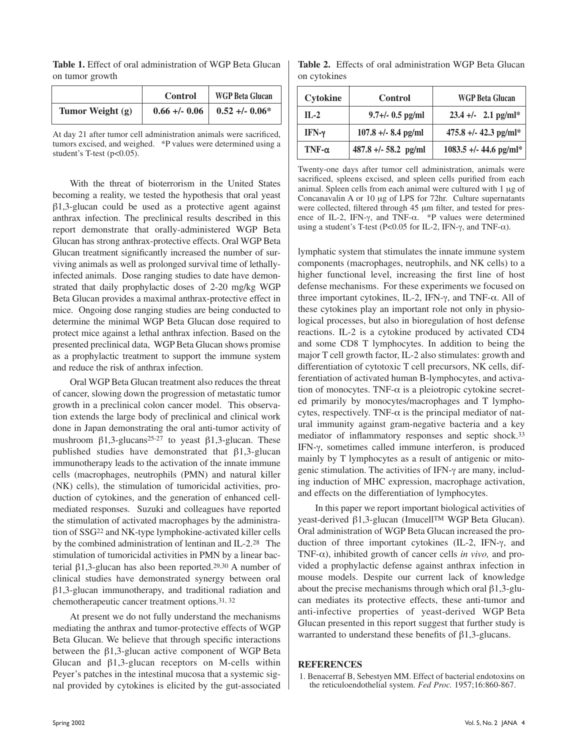**Table 1.** Effect of oral administration of WGP Beta Glucan on tumor growth

| | Control | WGP Beta Glucan |
|---|---|---|
| Tumor Weight (g) | 0.66 +/- 0.06 | 0.52 +/- 0.06* |

At day 21 after tumor cell administration animals were sacrificed, tumors excised, and weighed. *P values were determined using a student's T-test ($p<0.05$).

With the threat of bioterrorism in the United States becoming a reality, we tested the hypothesis that oral yeast β1,3-glucan could be used as a protective agent against anthrax infection. The preclinical results described in this report demonstrate that orally-administered WGP Beta Glucan has strong anthrax-protective effects. Oral WGP Beta Glucan treatment significantly increased the number of surviving animals as well as prolonged survival time of lethally-infected animals. Dose ranging studies to date have demonstrated that daily prophylactic doses of 2-20 mg/kg WGP Beta Glucan provides a maximal anthrax-protective effect in mice. Ongoing dose ranging studies are being conducted to determine the minimal WGP Beta Glucan dose required to protect mice against a lethal anthrax infection. Based on the presented preclinical data, WGP Beta Glucan shows promise as a prophylactic treatment to support the immune system and reduce the risk of anthrax infection.

Oral WGP Beta Glucan treatment also reduces the threat of cancer, slowing down the progression of metastatic tumor growth in a preclinical colon cancer model. This observation extends the large body of preclinical and clinical work done in Japan demonstrating the oral anti-tumor activity of mushroom β1,3-glucans[25-27] to yeast β1,3-glucan. These published studies have demonstrated that β1,3-glucan immunotherapy leads to the activation of the innate immune cells (macrophages, neutrophils (PMN) and natural killer (NK) cells), the stimulation of tumoricidal activities, production of cytokines, and the generation of enhanced cell-mediated responses. Suzuki and colleagues have reported the stimulation of activated macrophages by the administration of SSG[22] and NK-type lymphokine-activated killer cells by the combined administration of lentinan and IL-2.[28] The stimulation of tumoricidal activities in PMN by a linear bacterial β1,3-glucan has also been reported.[29,30] A number of clinical studies have demonstrated synergy between oral β1,3-glucan immunotherapy, and traditional radiation and chemotherapeutic cancer treatment options.[31, 32]

At present we do not fully understand the mechanisms mediating the anthrax and tumor-protective effects of WGP Beta Glucan. We believe that through specific interactions between the β1,3-glucan active component of WGP Beta Glucan and β1,3-glucan receptors on M-cells within Peyer's patches in the intestinal mucosa that a systemic signal provided by cytokines is elicited by the gut-associated lymphatic system that stimulates the innate immune system components (macrophages, neutrophils, and NK cells) to a higher functional level, increasing the first line of host defense mechanisms. For these experiments we focused on three important cytokines, IL-2, IFN-γ, and TNF-α. All of these cytokines play an important role not only in physiological processes, but also in bioregulation of host defense reactions. IL-2 is a cytokine produced by activated CD4 and some CD8 T lymphocytes. In addition to being the major T cell growth factor, IL-2 also stimulates: growth and differentiation of cytotoxic T cell precursors, NK cells, differentiation of activated human B-lymphocytes, and activation of monocytes. TNF-α is a pleiotropic cytokine secreted primarily by monocytes/macrophages and T lymphocytes, respectively. TNF-α is the principal mediator of natural immunity against gram-negative bacteria and a key mediator of inflammatory responses and septic shock.[33] IFN-γ, sometimes called immune interferon, is produced mainly by T lymphocytes as a result of antigenic or mitogenic stimulation. The activities of IFN-γ are many, including induction of MHC expression, macrophage activation, and effects on the differentiation of lymphocytes.

**Table 2.** Effects of oral administration WGP Beta Glucan on cytokines

| Cytokine | Control | WGP Beta Glucan |
|---|---|---|
| IL-2 | 9.7+/- 0.5 pg/ml | 23.4 +/- 2.1 pg/ml* |
| IFN-γ | 107.8 +/- 8.4 pg/ml | 475.8 +/- 42.3 pg/ml* |
| TNF-α | 487.8 +/- 58.2 pg/ml | 1083.5 +/- 44.6 pg/ml* |

Twenty-one days after tumor cell administration, animals were sacrificed, spleens excised, and spleen cells purified from each animal. Spleen cells from each animal were cultured with 1 μg of Concanavalin A or 10 μg of LPS for 72hr. Culture supernatants were collected, filtered through 45 μm filter, and tested for presence of IL-2, IFN-γ, and TNF-α. *P values were determined using a student's T-test ($P<0.05$ for IL-2, IFN-γ, and TNF-α).

In this paper we report important biological activities of yeast-derived β1,3-glucan (Imucell™ WGP Beta Glucan). Oral administration of WGP Beta Glucan increased the production of three important cytokines (IL-2, IFN-γ, and TNF-α), inhibited growth of cancer cells *in vivo,* and provided a prophylactic defense against anthrax infection in mouse models. Despite our current lack of knowledge about the precise mechanisms through which oral β1,3-glucan mediates its protective effects, these anti-tumor and anti-infective properties of yeast-derived WGP Beta Glucan presented in this report suggest that further study is warranted to understand these benefits of β1,3-glucans.

## REFERENCES

1. Benacerraf B, Sebestyen MM. Effect of bacterial endotoxins on the reticuloendothelial system. *Fed Proc.* 1957;16:860-867.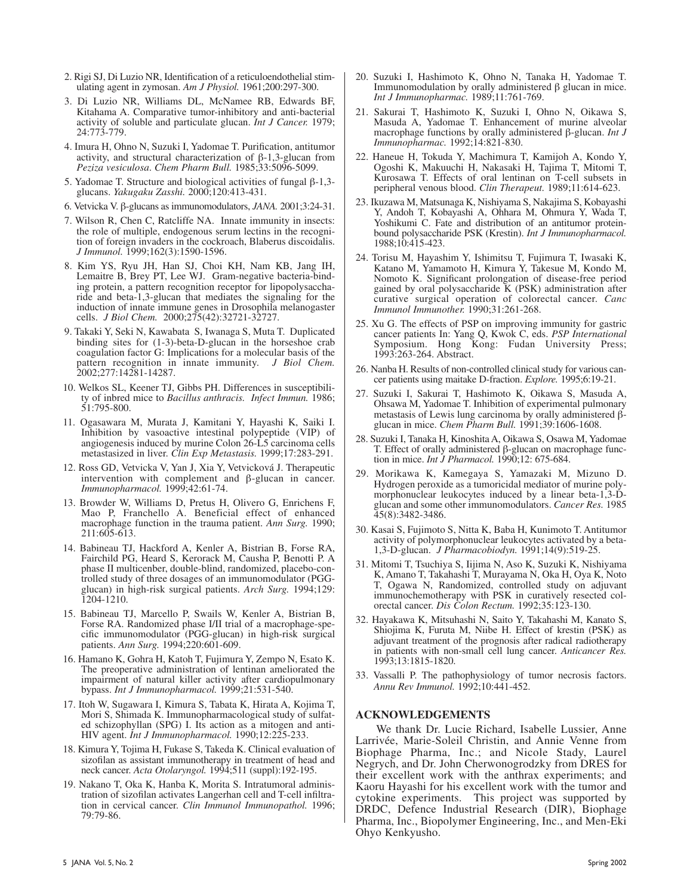2. Rigi SJ, Di Luzio NR, Identification of a reticuloendothelial stimulating agent in zymosan. *Am J Physiol.* 1961;200:297-300.

3. Di Luzio NR, Williams DL, McNamee RB, Edwards BF, Kitahama A. Comparative tumor-inhibitory and anti-bacterial activity of soluble and particulate glucan. *Int J Cancer.* 1979; 24:773-779.

4. Imura H, Ohno N, Suzuki I, Yadomae T. Purification, antitumor activity, and structural characterization of β-1,3-glucan from *Peziza vesiculosa*. *Chem Pharm Bull.* 1985;33:5096-5099.

5. Yadomae T. Structure and biological activities of fungal β-1,3-glucans. *Yakugaku Zasshi.* 2000;120:413-431.

6. Vetvicka V. β-glucans as immunomodulators, *JANA.* 2001;3:24-31.

7. Wilson R, Chen C, Ratcliffe NA. Innate immunity in insects: the role of multiple, endogenous serum lectins in the recognition of foreign invaders in the cockroach, Blaberus discoidalis. *J Immunol.* 1999;162(3):1590-1596.

8. Kim YS, Ryu JH, Han SJ, Choi KH, Nam KB, Jang IH, Lemaitre B, Brey PT, Lee WJ. Gram-negative bacteria-binding protein, a pattern recognition receptor for lipopolysaccharide and beta-1,3-glucan that mediates the signaling for the induction of innate immune genes in Drosophila melanogaster cells. *J Biol Chem.* 2000;275(42):32721-32727.

9. Takaki Y, Seki N, Kawabata S, Iwanaga S, Muta T. Duplicated binding sites for (1-3)-beta-D-glucan in the horseshoe crab coagulation factor G: Implications for a molecular basis of the pattern recognition in innate immunity. *J Biol Chem.* 2002;277:14281-14287.

10. Welkos SL, Keener TJ, Gibbs PH. Differences in susceptibility of inbred mice to *Bacillus anthracis. Infect Immun.* 1986; 51:795-800.

11. Ogasawara M, Murata J, Kamitani Y, Hayashi K, Saiki I. Inhibition by vasoactive intestinal polypeptide (VIP) of angiogenesis induced by murine Colon 26-L5 carcinoma cells metastasized in liver. *Clin Exp Metastasis.* 1999;17:283-291.

12. Ross GD, Vetvicka V, Yan J, Xia Y, Vetvicková J. Therapeutic intervention with complement and β-glucan in cancer. *Immunopharmacol.* 1999;42:61-74.

13. Browder W, Williams D, Pretus H, Olivero G, Enrichens F, Mao P, Franchello A. Beneficial effect of enhanced macrophage function in the trauma patient. *Ann Surg.* 1990; 211:605-613.

14. Babineau TJ, Hackford A, Kenler A, Bistrian B, Forse RA, Fairchild PG, Heard S, Kerorack M, Causha P, Benotti P. A phase II multicenber, double-blind, randomized, placebo-controlled study of three dosages of an immunomodulator (PGG-glucan) in high-risk surgical patients. *Arch Surg.* 1994;129: 1204-1210.

15. Babineau TJ, Marcello P, Swails W, Kenler A, Bistrian B, Forse RA. Randomized phase I/II trial of a macrophage-specific immunomodulator (PGG-glucan) in high-risk surgical patients. *Ann Surg.* 1994;220:601-609.

16. Hamano K, Gohra H, Katoh T, Fujimura Y, Zempo N, Esato K. The preoperative administration of lentinan ameliorated the impairment of natural killer activity after cardiopulmonary bypass. *Int J Immunopharmacol.* 1999;21:531-540.

17. Itoh W, Sugawara I, Kimura S, Tabata K, Hirata A, Kojima T, Mori S, Shimada K. Immunopharmacological study of sulfated schizophyllan (SPG) I. Its action as a mitogen and anti-HIV agent. *Int J Immunopharmacol.* 1990;12:225-233.

18. Kimura Y, Tojima H, Fukase S, Takeda K. Clinical evaluation of sizofilan as assistant immunotherapy in treatment of head and neck cancer. *Acta Otolaryngol.* 1994;511 (suppl):192-195.

19. Nakano T, Oka K, Hanba K, Morita S. Intratumoral administration of sizofilan activates Langerhan cell and T-cell infiltration in cervical cancer. *Clin Immunol Immunopathol.* 1996; 79:79-86.

20. Suzuki I, Hashimoto K, Ohno N, Tanaka H, Yadomae T. Immunomodulation by orally administered β glucan in mice. *Int J Immunopharmac.* 1989;11:761-769.

21. Sakurai T, Hashimoto K, Suzuki I, Ohno N, Oikawa S, Masuda A, Yadomae T. Enhancement of murine alveolar macrophage functions by orally administered β-glucan. *Int J Immunopharmac.* 1992;14:821-830.

22. Haneue H, Tokuda Y, Machimura T, Kamijoh A, Kondo Y, Ogoshi K, Makuuchi H, Nakasaki H, Tajima T, Mitomi T, Kurosawa T. Effects of oral lentinan on T-cell subsets in peripheral venous blood. *Clin Therapeut.* 1989;11:614-623.

23. Ikuzawa M, Matsunaga K, Nishiyama S, Nakajima S, Kobayashi Y, Andoh T, Kobayashi A, Ohhara M, Ohmura Y, Wada T, Yoshikumi C. Fate and distribution of an antitumor protein-bound polysaccharide PSK (Krestin). *Int J Immunopharmacol.* 1988;10:415-423.

24. Torisu M, Hayashim Y, Ishimitsu T, Fujimura T, Iwasaki K, Katano M, Yamamoto H, Kimura Y, Takesue M, Kondo M, Nomoto K. Significant prolongation of disease-free period gained by oral polysaccharide K (PSK) administration after curative surgical operation of colorectal cancer. *Canc Immunol Immunother.* 1990;31:261-268.

25. Xu G. The effects of PSP on improving immunity for gastric cancer patients In: Yang Q, Kwok C, eds. *PSP International* Symposium. Hong Kong: Fudan University Press; 1993:263-264. Abstract.

26. Nanba H. Results of non-controlled clinical study for various cancer patients using maitake D-fraction. *Explore.* 1995;6:19-21.

27. Suzuki I, Sakurai T, Hashimoto K, Oikawa S, Masuda A, Ohsawa M, Yadomae T. Inhibition of experimental pulmonary metastasis of Lewis lung carcinoma by orally administered β-glucan in mice. *Chem Pharm Bull.* 1991;39:1606-1608.

28. Suzuki I, Tanaka H, Kinoshita A, Oikawa S, Osawa M, Yadomae T. Effect of orally administered β-glucan on macrophage function in mice. *Int J Pharmacol.* 1990;12: 675-684.

29. Morikawa K, Kamegaya S, Yamazaki M, Mizuno D. Hydrogen peroxide as a tumoricidal mediator of murine polymorphonuclear leukocytes induced by a linear beta-1,3-D-glucan and some other immunomodulators. *Cancer Res.* 1985 45(8):3482-3486.

30. Kasai S, Fujimoto S, Nitta K, Baba H, Kunimoto T. Antitumor activity of polymorphonuclear leukocytes activated by a beta-1,3-D-glucan. *J Pharmacobiodyn.* 1991;14(9):519-25.

31. Mitomi T, Tsuchiya S, Iijima N, Aso K, Suzuki K, Nishiyama K, Amano T, Takahashi T, Murayama N, Oka H, Oya K, Noto T, Ogawa N, Randomized, controlled study on adjuvant immunochemotherapy with PSK in curatively resected colorectal cancer. *Dis Colon Rectum.* 1992;35:123-130.

32. Hayakawa K, Mitsuhashi N, Saito Y, Takahashi M, Kanato S, Shiojima K, Furuta M, Niibe H. Effect of krestin (PSK) as adjuvant treatment of the prognosis after radical radiotherapy in patients with non-small cell lung cancer. *Anticancer Res.* 1993;13:1815-1820.

33. Vassalli P. The pathophysiology of tumor necrosis factors. *Annu Rev Immunol.* 1992;10:441-452.

## ACKNOWLEDGEMENTS

We thank Dr. Lucie Richard, Isabelle Lussier, Anne Larrivée, Marie-Soleil Christin, and Annie Venne from Biophage Pharma, Inc.; and Nicole Stady, Laurel Negrych, and Dr. John Cherwonogrodzky from DRES for their excellent work with the anthrax experiments; and Kaoru Hayashi for his excellent work with the tumor and cytokine experiments. This project was supported by DRDC, Defence Industrial Research (DIR), Biophage Pharma, Inc., Biopolymer Engineering, Inc., and Men-Eki Ohyo Kenkyusho.